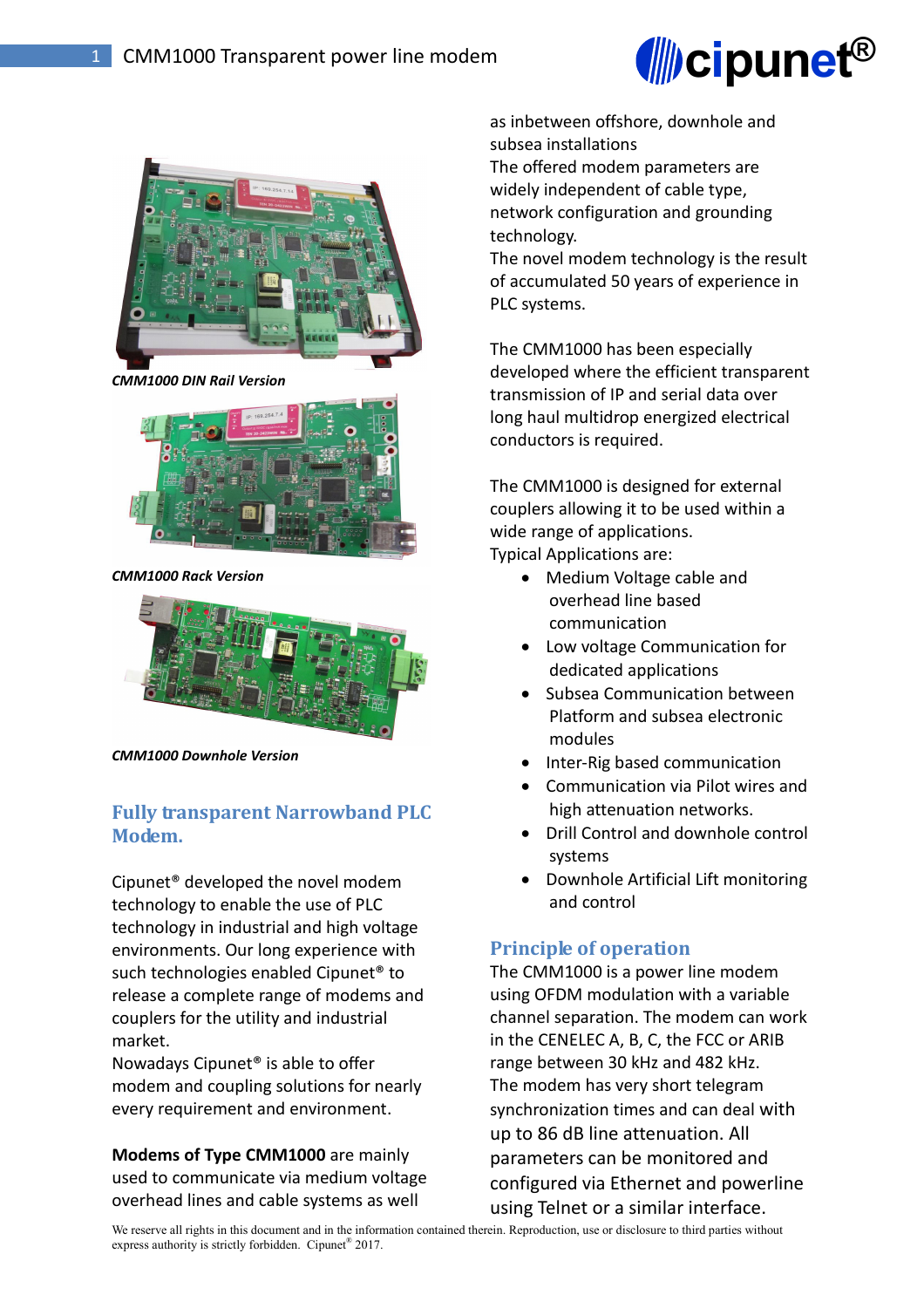*CMM1000 DIN Rail Version*

*CMM1000 Rack Version*

*CMM1000 Downhole Version*

## Fully transparent Narrowband PLC Modem.

Cipunet® developed the novel modem technology to enable the use of PLC technology in industrial and high voltage environments. Our long experience with such technologies enabled Cipunet® to release a complete range of modems and couplers for the utility and industrial market.

Nowadays Cipunet® is able to offer modem and coupling solutions for nearly every requirement and environment.

**Modems of Type CMM1000** are mainly used to communicate via medium voltage overhead lines and cable systems as well as inbetween offshore, downhole and subsea installations

The offered modem parameters are widely independent of cable type, network configuration and grounding technology.

The novel modem technology is the result of accumulated 50 years of experience in PLC systems.

The CMM1000 has been especially developed where the efficient transparent transmission of IP and serial data over long haul multidrop energized electrical conductors is required.

The CMM1000 is designed for external couplers allowing it to be used within a wide range of applications.

Typical Applications are:

- Medium Voltage cable and overhead line based communication
- Low voltage Communication for dedicated applications
- Subsea Communication between Platform and subsea electronic modules
- Inter-Rig based communication
- Communication via Pilot wires and high attenuation networks.
- Drill Control and downhole control systems
- Downhole Artificial Lift monitoring and control

## Principle of operation

The CMM1000 is a power line modem using OFDM modulation with a variable channel separation. The modem can work in the CENELEC A, B, C, the FCC or ARIB range between 30 kHz and 482 kHz.

The modem has very short telegram synchronization times and can deal with up to 86 dB line attenuation. All parameters can be monitored and configured via Ethernet and powerline using Telnet or a similar interface.

We reserve all rights in this document and in the information contained therein. Reproduction, use or disclosure to third parties without express authority is strictly forbidden. Cipunet® 2017.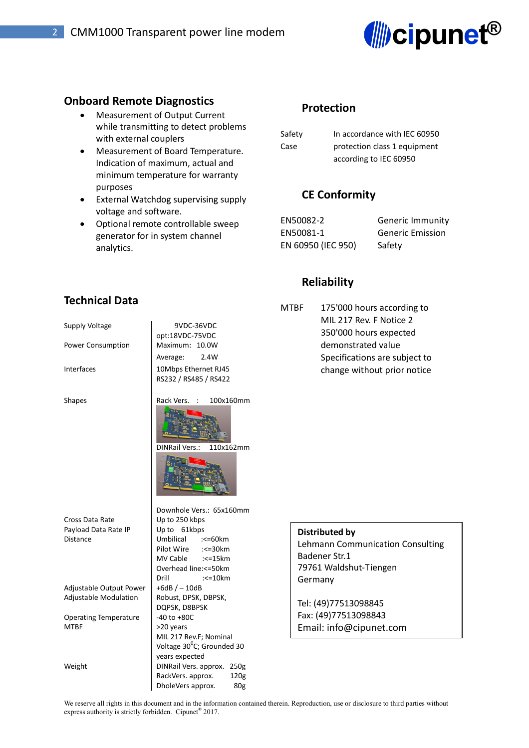## Onboard Remote Diagnostics

- Measurement of Output Current while transmitting to detect problems with external couplers
- Measurement of Board Temperature. Indication of maximum, actual and minimum temperature for warranty purposes
- External Watchdog supervising supply voltage and software.
- Optional remote controllable sweep generator for in system channel analytics.

## Technical Data

| | |
|---|---|
| Supply Voltage | 9VDC-36VDC<br>opt:18VDC-75VDC |
| Power Consumption | Maximum: 10.0W<br>Average: 2.4W |
| Interfaces | 10Mbps Ethernet RJ45<br>RS232 / RS485 / RS422 |
| Shapes | Rack Vers. : 100x160mm<br>DINRail Vers.: 110x162mm<br>Downhole Vers.: 65x160mm |
| Cross Data Rate | Up to 250 kbps |
| Payload Data Rate IP | Up to 61kbps |
| Distance | Umbilical :<=60km<br>Pilot Wire :<=30km<br>MV Cable :<=15km<br>Overhead line:<=50km<br>Drill :<=10km |
| Adjustable Output Power | +6dB / – 10dB |
| Adjustable Modulation | Robust, DPSK, DBPSK, DQPSK, D8BPSK |
| Operating Temperature | -40 to +80C |
| MTBF | >20 years<br>MIL 217 Rev.F; Nominal Voltage 30$^{0}$C; Grounded 30 years expected |
| Weight | DINRail Vers. approx. 250g<br>RackVers. approx. 120g<br>DholeVers approx. 80g |

## Protection

| | |
|---|---|
| Safety | In accordance with IEC 60950 |
| Case | protection class 1 equipment according to IEC 60950 |

## CE Conformity

| | |
|---|---|
| EN50082-2 | Generic Immunity |
| EN50081-1 | Generic Emission |
| EN 60950 (IEC 950) | Safety |

## Reliability

MTBF 175'000 hours according to MIL 217 Rev. F Notice 2
350'000 hours expected demonstrated value
Specifications are subject to change without prior notice

**Distributed by**
Lehmann Communication Consulting
Badener Str.1
79761 Waldshut-Tiengen
Germany

Tel: (49)77513098845
Fax: (49)77513098843
Email: info@cipunet.com

We reserve all rights in this document and in the information contained therein. Reproduction, use or disclosure to third parties without express authority is strictly forbidden. Cipunet® 2017.